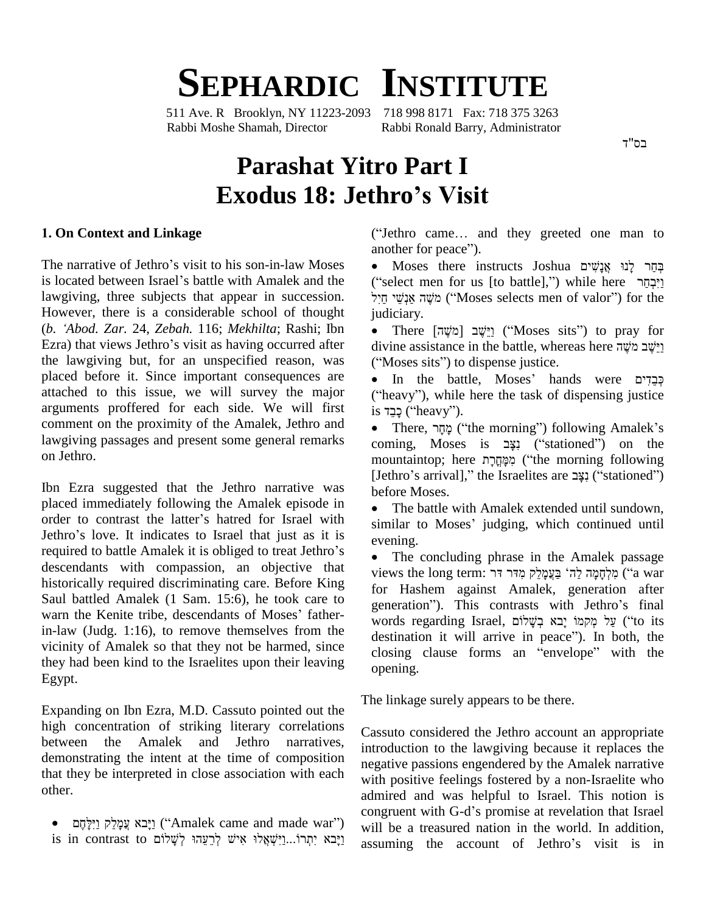# SEPHARDIC INSTITUTE

511 Ave. R Brooklyn, NY 11223-2093 718 998 8171 Fax: 718 375 3263
Rabbi Moshe Shamah, Director Rabbi Ronald Barry, Administrator

בס"ד

# Parashat Yitro Part I
# Exodus 18: Jethro's Visit

### 1. On Context and Linkage

The narrative of Jethro's visit to his son-in-law Moses is located between Israel's battle with Amalek and the lawgiving, three subjects that appear in succession. However, there is a considerable school of thought (*b. 'Abod. Zar.* 24, *Zebah.* 116; *Mekhilta*; Rashi; Ibn Ezra) that views Jethro's visit as having occurred after the lawgiving but, for an unspecified reason, was placed before it. Since important consequences are attached to this issue, we will survey the major arguments proffered for each side. We will first comment on the proximity of the Amalek, Jethro and lawgiving passages and present some general remarks on Jethro.

Ibn Ezra suggested that the Jethro narrative was placed immediately following the Amalek episode in order to contrast the latter's hatred for Israel with Jethro's love. It indicates to Israel that just as it is required to battle Amalek it is obliged to treat Jethro's descendants with compassion, an objective that historically required discriminating care. Before King Saul battled Amalek (1 Sam. 15:6), he took care to warn the Kenite tribe, descendants of Moses' father-in-law (Judg. 1:16), to remove themselves from the vicinity of Amalek so that they not be harmed, since they had been kind to the Israelites upon their leaving Egypt.

Expanding on Ibn Ezra, M.D. Cassuto pointed out the high concentration of striking literary correlations between the Amalek and Jethro narratives, demonstrating the intent at the time of composition that they be interpreted in close association with each other.

- וַיָּבֹא עֲמָלֵק וַיִּלָּחֶם ("Amalek came and made war") is in contrast to וַיָּבֹא יִתְרוֹ...וַיִּשְׁאֲלוּ אִישׁ לְרֵעֵהוּ לְשָׁלוֹם ("Jethro came… and they greeted one man to another for peace").
- Moses there instructs Joshua בְּחַר לָנוּ אֲנָשִׁים ("select men for us [to battle],") while here וַיִּבְחַר מֹשֶׁה אַנְשֵׁי חַיִל ("Moses selects men of valor") for the judiciary.
- There [מֹשֶׁה] וַיֵּשֶׁב ("Moses sits") to pray for divine assistance in the battle, whereas here וַיֵּשֶׁב מֹשֶׁה ("Moses sits") to dispense justice.
- In the battle, Moses' hands were כְּבֵדִים ("heavy"), while here the task of dispensing justice is כָבֵד ("heavy").
- There, מָחָר ("the morning") following Amalek's coming, Moses is נִצָּב ("stationed") on the mountaintop; here מִמָּחֳרָת ("the morning following [Jethro's arrival]," the Israelites are נִצָּב ("stationed") before Moses.
- The battle with Amalek extended until sundown, similar to Moses' judging, which continued until evening.
- The concluding phrase in the Amalek passage views the long term: מִלְחָמָה לַה' בַּעֲמָלֵק מִדֹּר דֹּר ("a war for Hashem against Amalek, generation after generation"). This contrasts with Jethro's final words regarding Israel, עַל מְקֹמוֹ יָבֹא בְשָׁלוֹם ("to its destination it will arrive in peace"). In both, the closing clause forms an "envelope" with the opening.

The linkage surely appears to be there.

Cassuto considered the Jethro account an appropriate introduction to the lawgiving because it replaces the negative passions engendered by the Amalek narrative with positive feelings fostered by a non-Israelite who admired and was helpful to Israel. This notion is congruent with G-d's promise at revelation that Israel will be a treasured nation in the world. In addition, assuming the account of Jethro's visit is in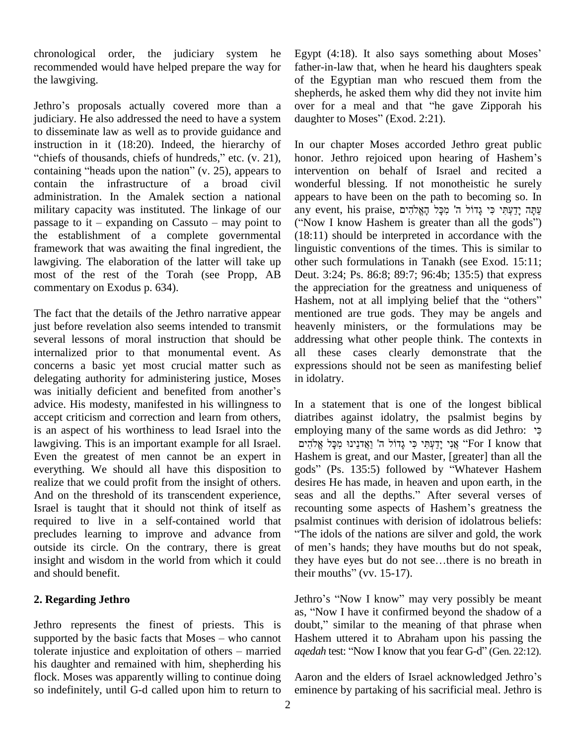chronological order, the judiciary system he recommended would have helped prepare the way for the lawgiving.

Jethro's proposals actually covered more than a judiciary. He also addressed the need to have a system to disseminate law as well as to provide guidance and instruction in it (18:20). Indeed, the hierarchy of "chiefs of thousands, chiefs of hundreds," etc. (v. 21), containing "heads upon the nation" (v. 25), appears to contain the infrastructure of a broad civil administration. In the Amalek section a national military capacity was instituted. The linkage of our passage to it – expanding on Cassuto – may point to the establishment of a complete governmental framework that was awaiting the final ingredient, the lawgiving. The elaboration of the latter will take up most of the rest of the Torah (see Propp, AB commentary on Exodus p. 634).

The fact that the details of the Jethro narrative appear just before revelation also seems intended to transmit several lessons of moral instruction that should be internalized prior to that monumental event. As concerns a basic yet most crucial matter such as delegating authority for administering justice, Moses was initially deficient and benefited from another's advice. His modesty, manifested in his willingness to accept criticism and correction and learn from others, is an aspect of his worthiness to lead Israel into the lawgiving. This is an important example for all Israel. Even the greatest of men cannot be an expert in everything. We should all have this disposition to realize that we could profit from the insight of others. And on the threshold of its transcendent experience, Israel is taught that it should not think of itself as required to live in a self-contained world that precludes learning to improve and advance from outside its circle. On the contrary, there is great insight and wisdom in the world from which it could and should benefit.

## 2. Regarding Jethro

Jethro represents the finest of priests. This is supported by the basic facts that Moses – who cannot tolerate injustice and exploitation of others – married his daughter and remained with him, shepherding his flock. Moses was apparently willing to continue doing so indefinitely, until G-d called upon him to return to Egypt (4:18). It also says something about Moses' father-in-law that, when he heard his daughters speak of the Egyptian man who rescued them from the shepherds, he asked them why did they not invite him over for a meal and that "he gave Zipporah his daughter to Moses" (Exod. 2:21).

In our chapter Moses accorded Jethro great public honor. Jethro rejoiced upon hearing of Hashem's intervention on behalf of Israel and recited a wonderful blessing. If not monotheistic he surely appears to have been on the path to becoming so. In any event, his praise, עַתָּה יָדַעְתִּי כִּי גָדוֹל ה' מִכָּל הָאֱלֹהִים ("Now I know Hashem is greater than all the gods") (18:11) should be interpreted in accordance with the linguistic conventions of the times. This is similar to other such formulations in Tanakh (see Exod. 15:11; Deut. 3:24; Ps. 86:8; 89:7; 96:4b; 135:5) that express the appreciation for the greatness and uniqueness of Hashem, not at all implying belief that the "others" mentioned are true gods. They may be angels and heavenly ministers, or the formulations may be addressing what other people think. The contexts in all these cases clearly demonstrate that the expressions should not be seen as manifesting belief in idolatry.

In a statement that is one of the longest biblical diatribes against idolatry, the psalmist begins by employing many of the same words as did Jethro: כִּי אֲנִי יָדַעְתִּי כִּי גָדוֹל ה' וַאֲדֹנֵינוּ מִכָּל אֱלֹהִים "For I know that Hashem is great, and our Master, [greater] than all the gods" (Ps. 135:5) followed by "Whatever Hashem desires He has made, in heaven and upon earth, in the seas and all the depths." After several verses of recounting some aspects of Hashem's greatness the psalmist continues with derision of idolatrous beliefs: "The idols of the nations are silver and gold, the work of men's hands; they have mouths but do not speak, they have eyes but do not see…there is no breath in their mouths" (vv. 15-17).

Jethro's "Now I know" may very possibly be meant as, "Now I have it confirmed beyond the shadow of a doubt," similar to the meaning of that phrase when Hashem uttered it to Abraham upon his passing the *aqedah* test: "Now I know that you fear G-d" (Gen. 22:12).

Aaron and the elders of Israel acknowledged Jethro's eminence by partaking of his sacrificial meal. Jethro is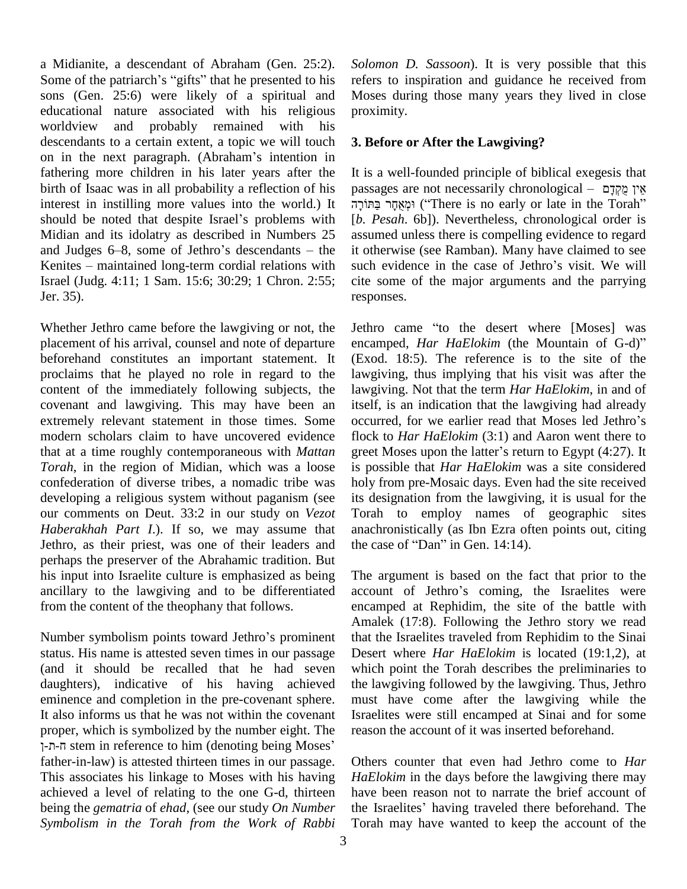a Midianite, a descendant of Abraham (Gen. 25:2). Some of the patriarch's "gifts" that he presented to his sons (Gen. 25:6) were likely of a spiritual and educational nature associated with his religious worldview and probably remained with his descendants to a certain extent, a topic we will touch on in the next paragraph. (Abraham's intention in fathering more children in his later years after the birth of Isaac was in all probability a reflection of his interest in instilling more values into the world.) It should be noted that despite Israel's problems with Midian and its idolatry as described in Numbers 25 and Judges 6–8, some of Jethro's descendants – the Kenites – maintained long-term cordial relations with Israel (Judg. 4:11; 1 Sam. 15:6; 30:29; 1 Chron. 2:55; Jer. 35).

Whether Jethro came before the lawgiving or not, the placement of his arrival, counsel and note of departure beforehand constitutes an important statement. It proclaims that he played no role in regard to the content of the immediately following subjects, the covenant and lawgiving. This may have been an extremely relevant statement in those times. Some modern scholars claim to have uncovered evidence that at a time roughly contemporaneous with *Mattan Torah*, in the region of Midian, which was a loose confederation of diverse tribes, a nomadic tribe was developing a religious system without paganism (see our comments on Deut. 33:2 in our study on *Vezot Haberakhah Part I*.). If so, we may assume that Jethro, as their priest, was one of their leaders and perhaps the preserver of the Abrahamic tradition. But his input into Israelite culture is emphasized as being ancillary to the lawgiving and to be differentiated from the content of the theophany that follows.

Number symbolism points toward Jethro's prominent status. His name is attested seven times in our passage (and it should be recalled that he had seven daughters), indicative of his having achieved eminence and completion in the pre-covenant sphere. It also informs us that he was not within the covenant proper, which is symbolized by the number eight. The ח-ת-ן stem in reference to him (denoting being Moses' father-in-law) is attested thirteen times in our passage. This associates his linkage to Moses with his having achieved a level of relating to the one G-d, thirteen being the *gematria* of *ehad*, (see our study *On Number Symbolism in the Torah from the Work of Rabbi Solomon D. Sassoon*). It is very possible that this refers to inspiration and guidance he received from Moses during those many years they lived in close proximity.

### 3. Before or After the Lawgiving?

It is a well-founded principle of biblical exegesis that passages are not necessarily chronological – אֵין מֻקְדָּם וּמְאֻחָר בַּתּוֹרָה ("There is no early or late in the Torah" [*b. Pesah*. 6b]). Nevertheless, chronological order is assumed unless there is compelling evidence to regard it otherwise (see Ramban). Many have claimed to see such evidence in the case of Jethro's visit. We will cite some of the major arguments and the parrying responses.

Jethro came "to the desert where [Moses] was encamped, *Har HaElokim* (the Mountain of G-d)" (Exod. 18:5). The reference is to the site of the lawgiving, thus implying that his visit was after the lawgiving. Not that the term *Har HaElokim*, in and of itself, is an indication that the lawgiving had already occurred, for we earlier read that Moses led Jethro's flock to *Har HaElokim* (3:1) and Aaron went there to greet Moses upon the latter's return to Egypt (4:27). It is possible that *Har HaElokim* was a site considered holy from pre-Mosaic days. Even had the site received its designation from the lawgiving, it is usual for the Torah to employ names of geographic sites anachronistically (as Ibn Ezra often points out, citing the case of "Dan" in Gen. 14:14).

The argument is based on the fact that prior to the account of Jethro's coming, the Israelites were encamped at Rephidim, the site of the battle with Amalek (17:8). Following the Jethro story we read that the Israelites traveled from Rephidim to the Sinai Desert where *Har HaElokim* is located (19:1,2), at which point the Torah describes the preliminaries to the lawgiving followed by the lawgiving. Thus, Jethro must have come after the lawgiving while the Israelites were still encamped at Sinai and for some reason the account of it was inserted beforehand.

Others counter that even had Jethro come to *Har HaElokim* in the days before the lawgiving there may have been reason not to narrate the brief account of the Israelites' having traveled there beforehand. The Torah may have wanted to keep the account of the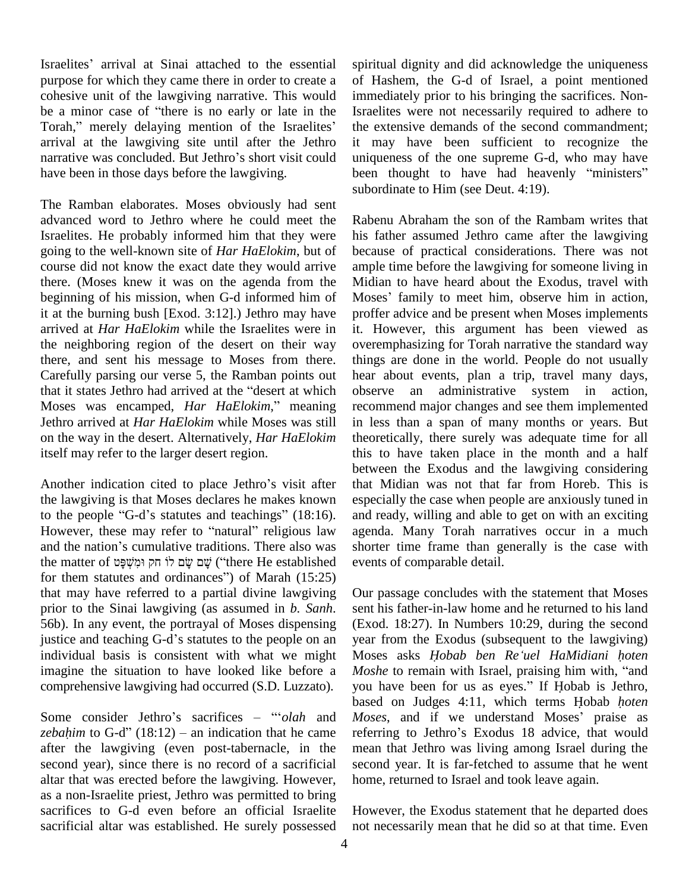Israelites' arrival at Sinai attached to the essential purpose for which they came there in order to create a cohesive unit of the lawgiving narrative. This would be a minor case of "there is no early or late in the Torah," merely delaying mention of the Israelites' arrival at the lawgiving site until after the Jethro narrative was concluded. But Jethro's short visit could have been in those days before the lawgiving.

The Ramban elaborates. Moses obviously had sent advanced word to Jethro where he could meet the Israelites. He probably informed him that they were going to the well-known site of *Har HaElokim*, but of course did not know the exact date they would arrive there. (Moses knew it was on the agenda from the beginning of his mission, when G-d informed him of it at the burning bush [Exod. 3:12].) Jethro may have arrived at *Har HaElokim* while the Israelites were in the neighboring region of the desert on their way there, and sent his message to Moses from there. Carefully parsing our verse 5, the Ramban points out that it states Jethro had arrived at the "desert at which Moses was encamped, *Har HaElokim*," meaning Jethro arrived at *Har HaElokim* while Moses was still on the way in the desert. Alternatively, *Har HaElokim* itself may refer to the larger desert region.

Another indication cited to place Jethro's visit after the lawgiving is that Moses declares he makes known to the people "G-d's statutes and teachings" (18:16). However, these may refer to "natural" religious law and the nation's cumulative traditions. There also was the matter of שָׁם שָׂם לוֹ חֹק וּמִשְׁפָּט ("there He established for them statutes and ordinances") of Marah (15:25) that may have referred to a partial divine lawgiving prior to the Sinai lawgiving (as assumed in *b. Sanh.* 56b). In any event, the portrayal of Moses dispensing justice and teaching G-d's statutes to the people on an individual basis is consistent with what we might imagine the situation to have looked like before a comprehensive lawgiving had occurred (S.D. Luzzato).

Some consider Jethro's sacrifices – "*'olah* and *zebaḥim* to G-d" (18:12) – an indication that he came after the lawgiving (even post-tabernacle, in the second year), since there is no record of a sacrificial altar that was erected before the lawgiving. However, as a non-Israelite priest, Jethro was permitted to bring sacrifices to G-d even before an official Israelite sacrificial altar was established. He surely possessed spiritual dignity and did acknowledge the uniqueness of Hashem, the G-d of Israel, a point mentioned immediately prior to his bringing the sacrifices. Non-Israelites were not necessarily required to adhere to the extensive demands of the second commandment; it may have been sufficient to recognize the uniqueness of the one supreme G-d, who may have been thought to have had heavenly "ministers" subordinate to Him (see Deut. 4:19).

Rabenu Abraham the son of the Rambam writes that his father assumed Jethro came after the lawgiving because of practical considerations. There was not ample time before the lawgiving for someone living in Midian to have heard about the Exodus, travel with Moses' family to meet him, observe him in action, proffer advice and be present when Moses implements it. However, this argument has been viewed as overemphasizing for Torah narrative the standard way things are done in the world. People do not usually hear about events, plan a trip, travel many days, observe an administrative system in action, recommend major changes and see them implemented in less than a span of many months or years. But theoretically, there surely was adequate time for all this to have taken place in the month and a half between the Exodus and the lawgiving considering that Midian was not that far from Horeb. This is especially the case when people are anxiously tuned in and ready, willing and able to get on with an exciting agenda. Many Torah narratives occur in a much shorter time frame than generally is the case with events of comparable detail.

Our passage concludes with the statement that Moses sent his father-in-law home and he returned to his land (Exod. 18:27). In Numbers 10:29, during the second year from the Exodus (subsequent to the lawgiving) Moses asks *Ḥobab ben Re'uel HaMidiani ḥoten Moshe* to remain with Israel, praising him with, "and you have been for us as eyes." If Ḥobab is Jethro, based on Judges 4:11, which terms Ḥobab *ḥoten Moses*, and if we understand Moses' praise as referring to Jethro's Exodus 18 advice, that would mean that Jethro was living among Israel during the second year. It is far-fetched to assume that he went home, returned to Israel and took leave again.

However, the Exodus statement that he departed does not necessarily mean that he did so at that time. Even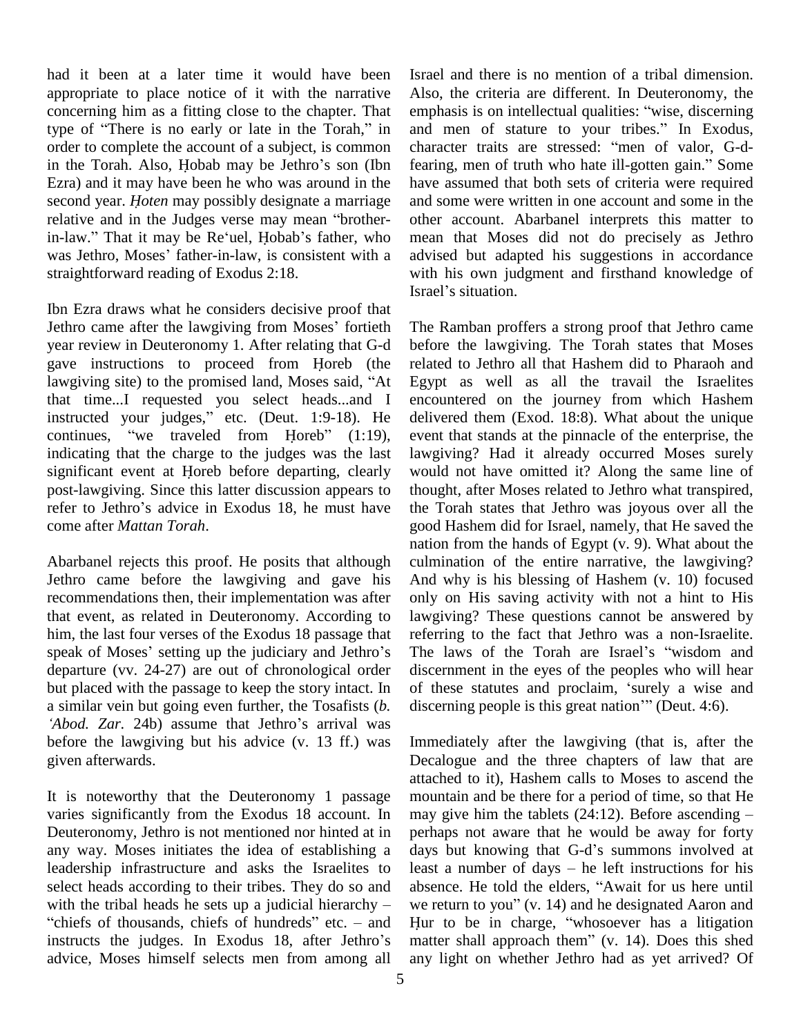had it been at a later time it would have been appropriate to place notice of it with the narrative concerning him as a fitting close to the chapter. That type of "There is no early or late in the Torah," in order to complete the account of a subject, is common in the Torah. Also, Ḥobab may be Jethro's son (Ibn Ezra) and it may have been he who was around in the second year. *Ḥoten* may possibly designate a marriage relative and in the Judges verse may mean "brother-in-law." That it may be Re'uel, Ḥobab's father, who was Jethro, Moses' father-in-law, is consistent with a straightforward reading of Exodus 2:18.

Ibn Ezra draws what he considers decisive proof that Jethro came after the lawgiving from Moses' fortieth year review in Deuteronomy 1. After relating that G-d gave instructions to proceed from Ḥoreb (the lawgiving site) to the promised land, Moses said, "At that time...I requested you select heads...and I instructed your judges," etc. (Deut. 1:9-18). He continues, "we traveled from Ḥoreb" (1:19), indicating that the charge to the judges was the last significant event at Ḥoreb before departing, clearly post-lawgiving. Since this latter discussion appears to refer to Jethro's advice in Exodus 18, he must have come after *Mattan Torah*.

Abarbanel rejects this proof. He posits that although Jethro came before the lawgiving and gave his recommendations then, their implementation was after that event, as related in Deuteronomy. According to him, the last four verses of the Exodus 18 passage that speak of Moses' setting up the judiciary and Jethro's departure (vv. 24-27) are out of chronological order but placed with the passage to keep the story intact. In a similar vein but going even further, the Tosafists (*b. 'Abod. Zar.* 24b) assume that Jethro's arrival was before the lawgiving but his advice (v. 13 ff.) was given afterwards.

It is noteworthy that the Deuteronomy 1 passage varies significantly from the Exodus 18 account. In Deuteronomy, Jethro is not mentioned nor hinted at in any way. Moses initiates the idea of establishing a leadership infrastructure and asks the Israelites to select heads according to their tribes. They do so and with the tribal heads he sets up a judicial hierarchy – "chiefs of thousands, chiefs of hundreds" etc. – and instructs the judges. In Exodus 18, after Jethro's advice, Moses himself selects men from among all Israel and there is no mention of a tribal dimension. Also, the criteria are different. In Deuteronomy, the emphasis is on intellectual qualities: "wise, discerning and men of stature to your tribes." In Exodus, character traits are stressed: "men of valor, G-d-fearing, men of truth who hate ill-gotten gain." Some have assumed that both sets of criteria were required and some were written in one account and some in the other account. Abarbanel interprets this matter to mean that Moses did not do precisely as Jethro advised but adapted his suggestions in accordance with his own judgment and firsthand knowledge of Israel's situation.

The Ramban proffers a strong proof that Jethro came before the lawgiving. The Torah states that Moses related to Jethro all that Hashem did to Pharaoh and Egypt as well as all the travail the Israelites encountered on the journey from which Hashem delivered them (Exod. 18:8). What about the unique event that stands at the pinnacle of the enterprise, the lawgiving? Had it already occurred Moses surely would not have omitted it? Along the same line of thought, after Moses related to Jethro what transpired, the Torah states that Jethro was joyous over all the good Hashem did for Israel, namely, that He saved the nation from the hands of Egypt (v. 9). What about the culmination of the entire narrative, the lawgiving? And why is his blessing of Hashem (v. 10) focused only on His saving activity with not a hint to His lawgiving? These questions cannot be answered by referring to the fact that Jethro was a non-Israelite. The laws of the Torah are Israel's "wisdom and discernment in the eyes of the peoples who will hear of these statutes and proclaim, 'surely a wise and discerning people is this great nation'" (Deut. 4:6).

Immediately after the lawgiving (that is, after the Decalogue and the three chapters of law that are attached to it), Hashem calls to Moses to ascend the mountain and be there for a period of time, so that He may give him the tablets (24:12). Before ascending – perhaps not aware that he would be away for forty days but knowing that G-d's summons involved at least a number of days – he left instructions for his absence. He told the elders, "Await for us here until we return to you" (v. 14) and he designated Aaron and Ḥur to be in charge, "whosoever has a litigation matter shall approach them" (v. 14). Does this shed any light on whether Jethro had as yet arrived? Of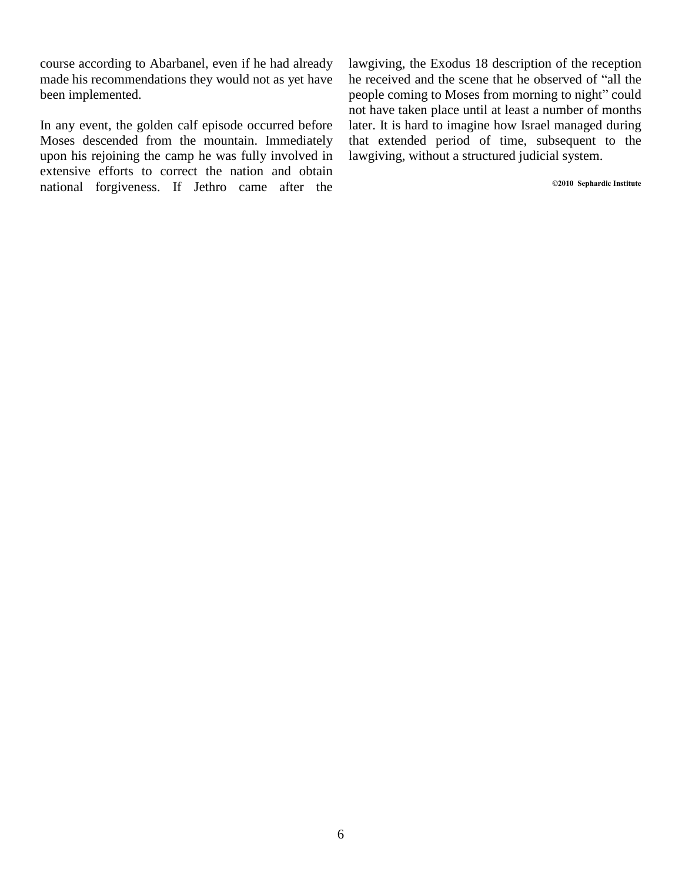course according to Abarbanel, even if he had already made his recommendations they would not as yet have been implemented.

In any event, the golden calf episode occurred before Moses descended from the mountain. Immediately upon his rejoining the camp he was fully involved in extensive efforts to correct the nation and obtain national forgiveness. If Jethro came after the lawgiving, the Exodus 18 description of the reception he received and the scene that he observed of "all the people coming to Moses from morning to night" could not have taken place until at least a number of months later. It is hard to imagine how Israel managed during that extended period of time, subsequent to the lawgiving, without a structured judicial system.

**©2010 Sephardic Institute**